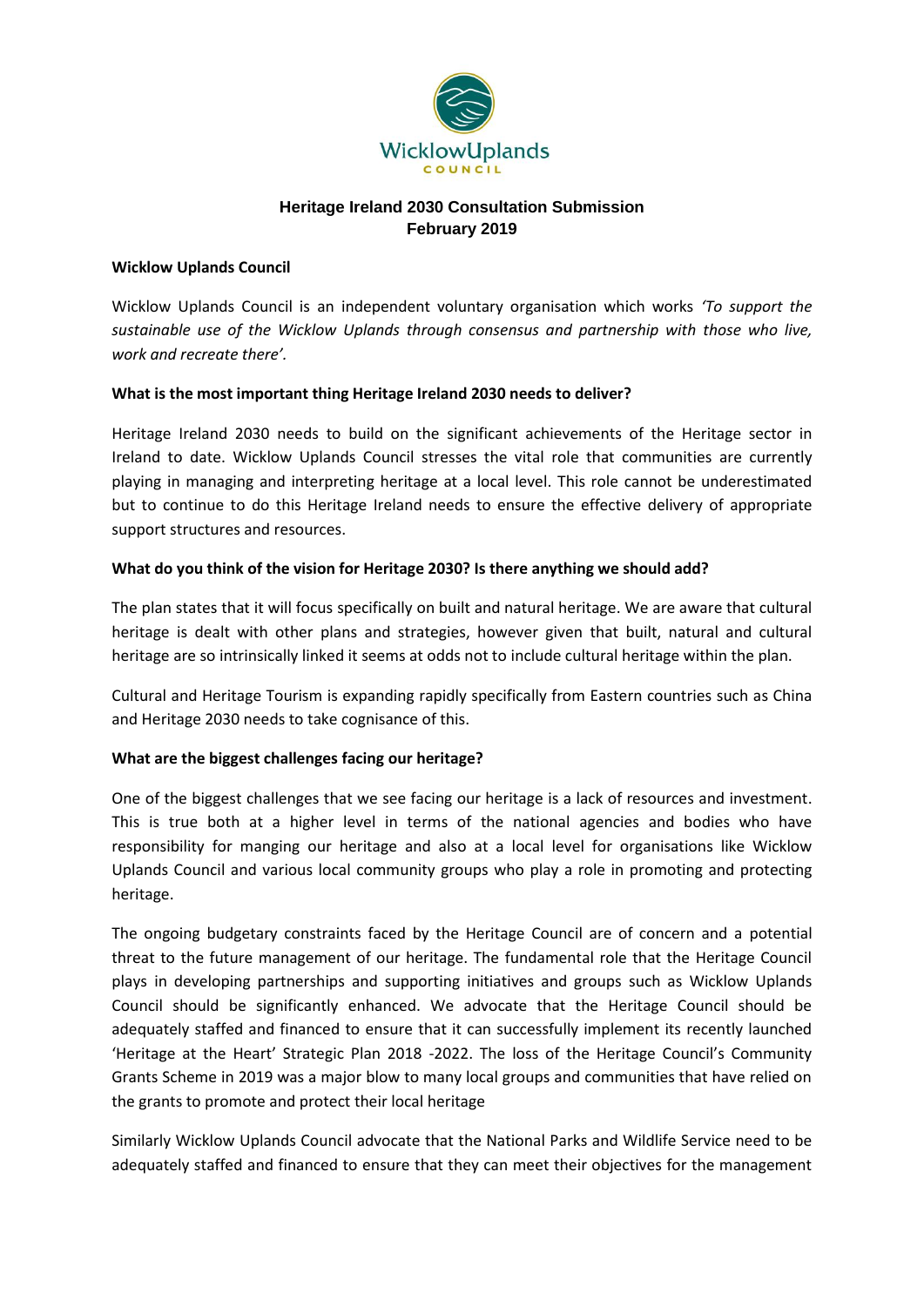# Heritage Ireland 2030 Consultation Submission
## February 2019

**Wicklow Uplands Council**

Wicklow Uplands Council is an independent voluntary organisation which works *'To support the sustainable use of the Wicklow Uplands through consensus and partnership with those who live, work and recreate there'.*

**What is the most important thing Heritage Ireland 2030 needs to deliver?**

Heritage Ireland 2030 needs to build on the significant achievements of the Heritage sector in Ireland to date. Wicklow Uplands Council stresses the vital role that communities are currently playing in managing and interpreting heritage at a local level. This role cannot be underestimated but to continue to do this Heritage Ireland needs to ensure the effective delivery of appropriate support structures and resources.

**What do you think of the vision for Heritage 2030? Is there anything we should add?**

The plan states that it will focus specifically on built and natural heritage. We are aware that cultural heritage is dealt with other plans and strategies, however given that built, natural and cultural heritage are so intrinsically linked it seems at odds not to include cultural heritage within the plan.

Cultural and Heritage Tourism is expanding rapidly specifically from Eastern countries such as China and Heritage 2030 needs to take cognisance of this.

**What are the biggest challenges facing our heritage?**

One of the biggest challenges that we see facing our heritage is a lack of resources and investment. This is true both at a higher level in terms of the national agencies and bodies who have responsibility for manging our heritage and also at a local level for organisations like Wicklow Uplands Council and various local community groups who play a role in promoting and protecting heritage.

The ongoing budgetary constraints faced by the Heritage Council are of concern and a potential threat to the future management of our heritage. The fundamental role that the Heritage Council plays in developing partnerships and supporting initiatives and groups such as Wicklow Uplands Council should be significantly enhanced. We advocate that the Heritage Council should be adequately staffed and financed to ensure that it can successfully implement its recently launched 'Heritage at the Heart' Strategic Plan 2018 -2022. The loss of the Heritage Council's Community Grants Scheme in 2019 was a major blow to many local groups and communities that have relied on the grants to promote and protect their local heritage

Similarly Wicklow Uplands Council advocate that the National Parks and Wildlife Service need to be adequately staffed and financed to ensure that they can meet their objectives for the management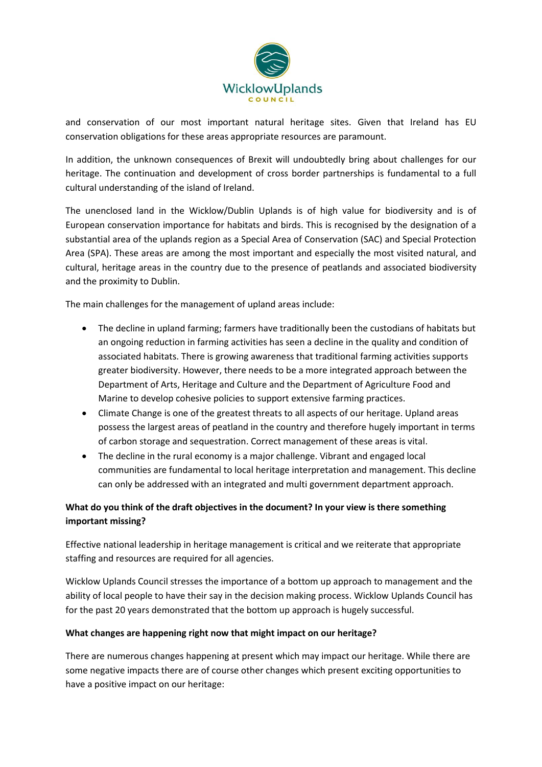and conservation of our most important natural heritage sites. Given that Ireland has EU conservation obligations for these areas appropriate resources are paramount.

In addition, the unknown consequences of Brexit will undoubtedly bring about challenges for our heritage. The continuation and development of cross border partnerships is fundamental to a full cultural understanding of the island of Ireland.

The unenclosed land in the Wicklow/Dublin Uplands is of high value for biodiversity and is of European conservation importance for habitats and birds. This is recognised by the designation of a substantial area of the uplands region as a Special Area of Conservation (SAC) and Special Protection Area (SPA). These areas are among the most important and especially the most visited natural, and cultural, heritage areas in the country due to the presence of peatlands and associated biodiversity and the proximity to Dublin.

The main challenges for the management of upland areas include:

- The decline in upland farming; farmers have traditionally been the custodians of habitats but an ongoing reduction in farming activities has seen a decline in the quality and condition of associated habitats. There is growing awareness that traditional farming activities supports greater biodiversity. However, there needs to be a more integrated approach between the Department of Arts, Heritage and Culture and the Department of Agriculture Food and Marine to develop cohesive policies to support extensive farming practices.
- Climate Change is one of the greatest threats to all aspects of our heritage. Upland areas possess the largest areas of peatland in the country and therefore hugely important in terms of carbon storage and sequestration. Correct management of these areas is vital.
- The decline in the rural economy is a major challenge. Vibrant and engaged local communities are fundamental to local heritage interpretation and management. This decline can only be addressed with an integrated and multi government department approach.

**What do you think of the draft objectives in the document? In your view is there something important missing?**

Effective national leadership in heritage management is critical and we reiterate that appropriate staffing and resources are required for all agencies.

Wicklow Uplands Council stresses the importance of a bottom up approach to management and the ability of local people to have their say in the decision making process. Wicklow Uplands Council has for the past 20 years demonstrated that the bottom up approach is hugely successful.

**What changes are happening right now that might impact on our heritage?**

There are numerous changes happening at present which may impact our heritage. While there are some negative impacts there are of course other changes which present exciting opportunities to have a positive impact on our heritage: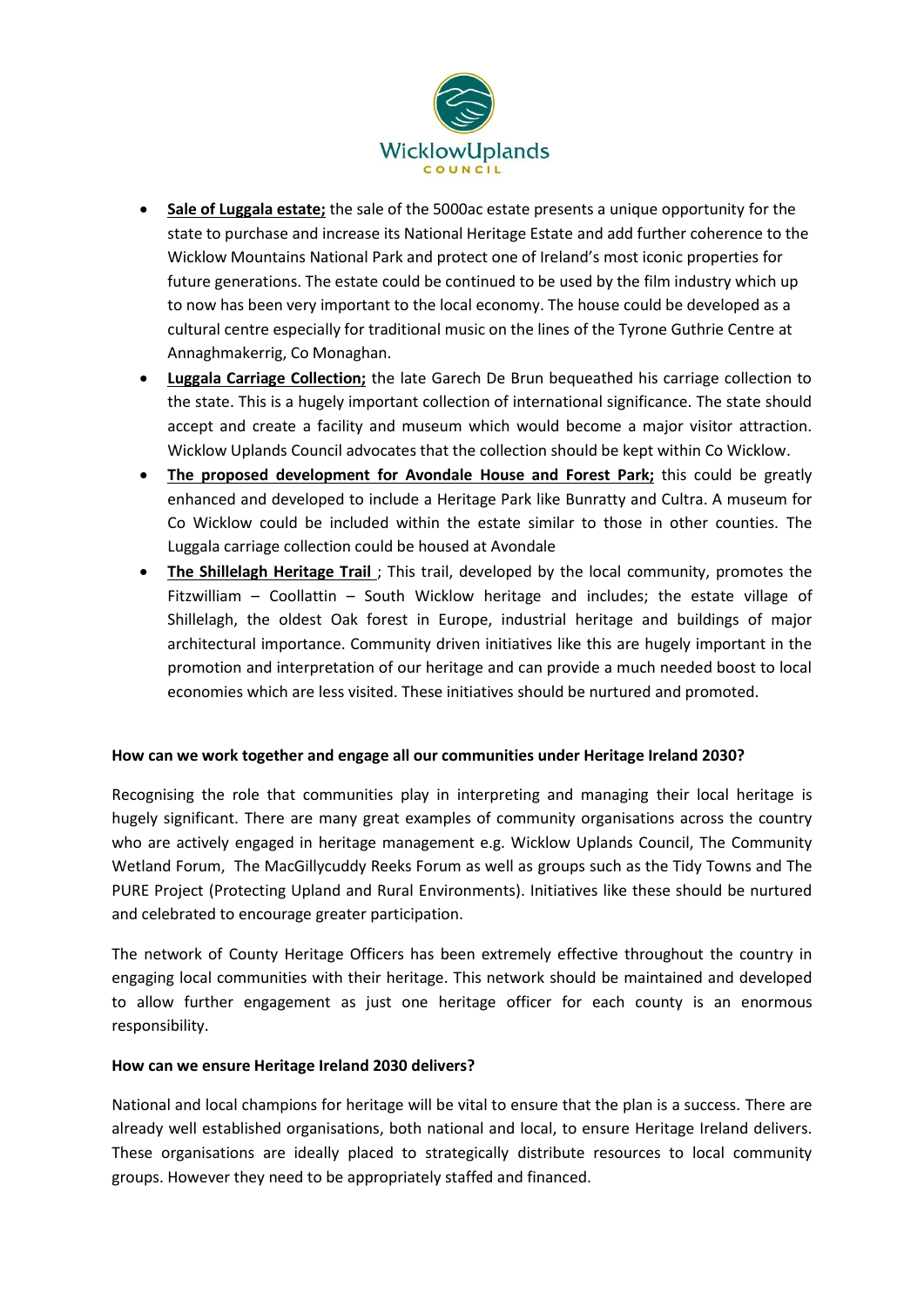- **Sale of Luggala estate;** the sale of the 5000ac estate presents a unique opportunity for the state to purchase and increase its National Heritage Estate and add further coherence to the Wicklow Mountains National Park and protect one of Ireland's most iconic properties for future generations. The estate could be continued to be used by the film industry which up to now has been very important to the local economy. The house could be developed as a cultural centre especially for traditional music on the lines of the Tyrone Guthrie Centre at Annaghmakerrig, Co Monaghan.
- **Luggala Carriage Collection;** the late Garech De Brun bequeathed his carriage collection to the state. This is a hugely important collection of international significance. The state should accept and create a facility and museum which would become a major visitor attraction. Wicklow Uplands Council advocates that the collection should be kept within Co Wicklow.
- **The proposed development for Avondale House and Forest Park;** this could be greatly enhanced and developed to include a Heritage Park like Bunratty and Cultra. A museum for Co Wicklow could be included within the estate similar to those in other counties. The Luggala carriage collection could be housed at Avondale
- **The Shillelagh Heritage Trail** ; This trail, developed by the local community, promotes the Fitzwilliam – Coollattin – South Wicklow heritage and includes; the estate village of Shillelagh, the oldest Oak forest in Europe, industrial heritage and buildings of major architectural importance. Community driven initiatives like this are hugely important in the promotion and interpretation of our heritage and can provide a much needed boost to local economies which are less visited. These initiatives should be nurtured and promoted.

**How can we work together and engage all our communities under Heritage Ireland 2030?**

Recognising the role that communities play in interpreting and managing their local heritage is hugely significant. There are many great examples of community organisations across the country who are actively engaged in heritage management e.g. Wicklow Uplands Council, The Community Wetland Forum, The MacGillycuddy Reeks Forum as well as groups such as the Tidy Towns and The PURE Project (Protecting Upland and Rural Environments). Initiatives like these should be nurtured and celebrated to encourage greater participation.

The network of County Heritage Officers has been extremely effective throughout the country in engaging local communities with their heritage. This network should be maintained and developed to allow further engagement as just one heritage officer for each county is an enormous responsibility.

**How can we ensure Heritage Ireland 2030 delivers?**

National and local champions for heritage will be vital to ensure that the plan is a success. There are already well established organisations, both national and local, to ensure Heritage Ireland delivers. These organisations are ideally placed to strategically distribute resources to local community groups. However they need to be appropriately staffed and financed.